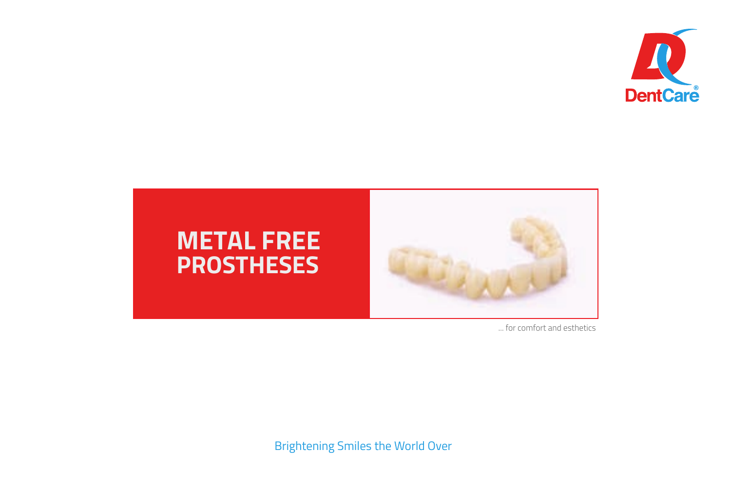DentCare®

# METAL FREE PROSTHESES

... for comfort and esthetics

Brightening Smiles the World Over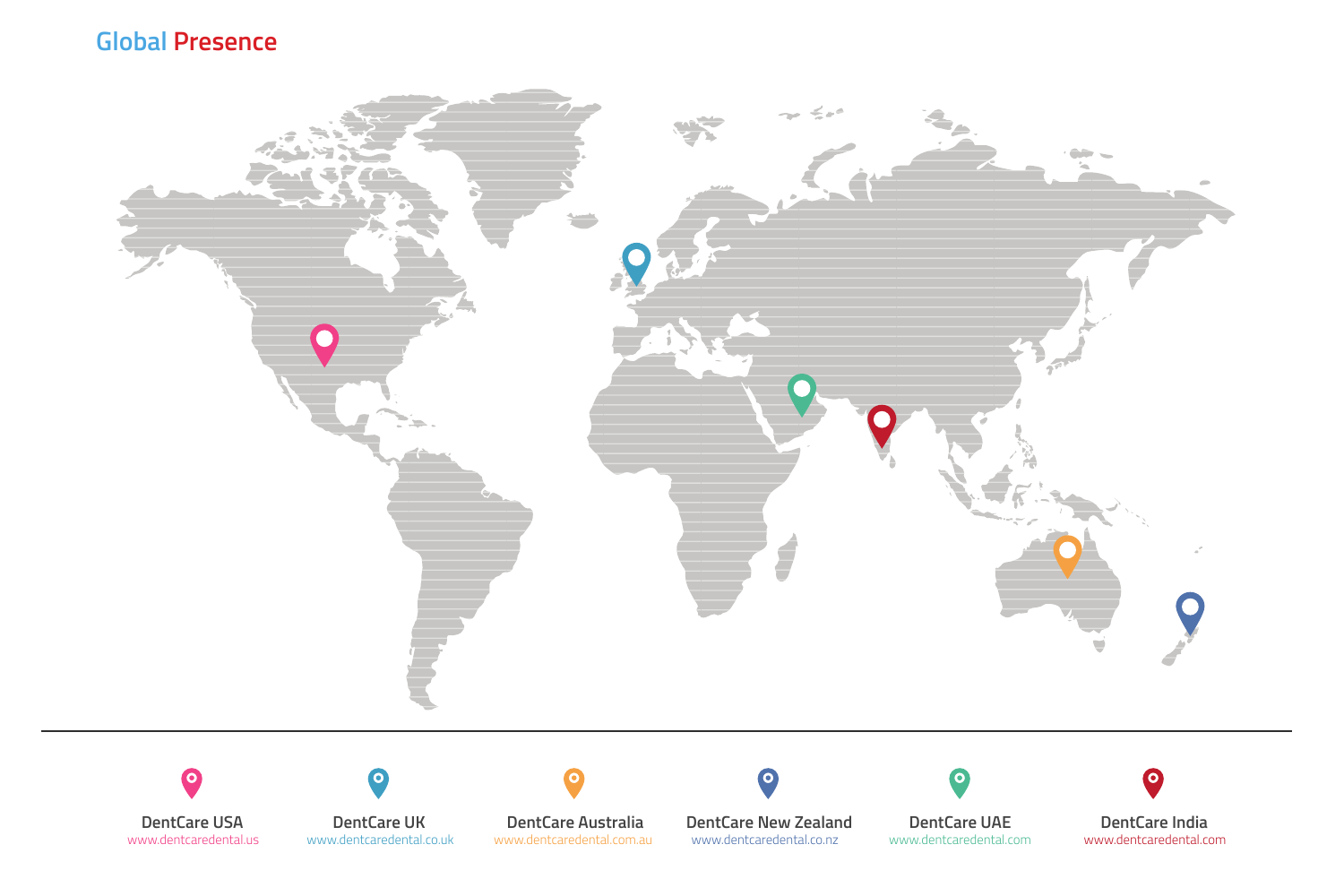# Global Presence

**DentCare USA**
www.dentcaredental.us

**DentCare UK**
www.dentcaredental.co.uk

**DentCare Australia**
www.dentcaredental.com.au

**DentCare New Zealand**
www.dentcaredental.co.nz

**DentCare UAE**
www.dentcaredental.com

**DentCare India**
www.dentcaredental.com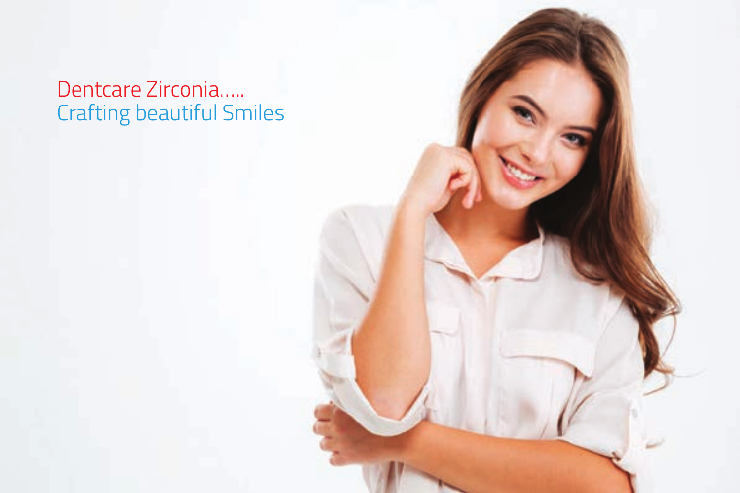Dentcare Zirconia.....
Crafting beautiful Smiles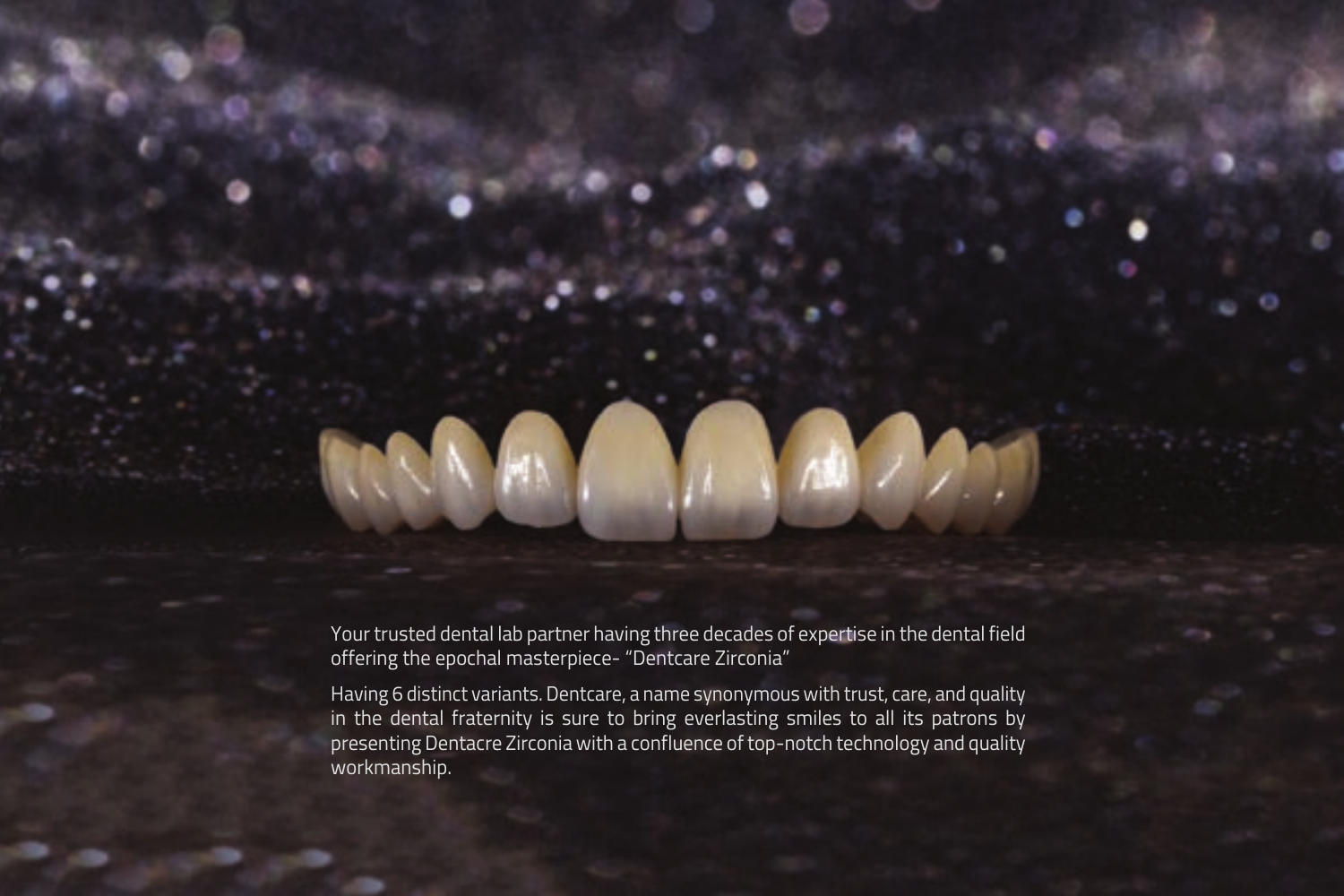Your trusted dental lab partner having three decades of expertise in the dental field offering the epochal masterpiece- "Dentcare Zirconia"

Having 6 distinct variants. Dentcare, a name synonymous with trust, care, and quality in the dental fraternity is sure to bring everlasting smiles to all its patrons by presenting Dentacre Zirconia with a confluence of top-notch technology and quality workmanship.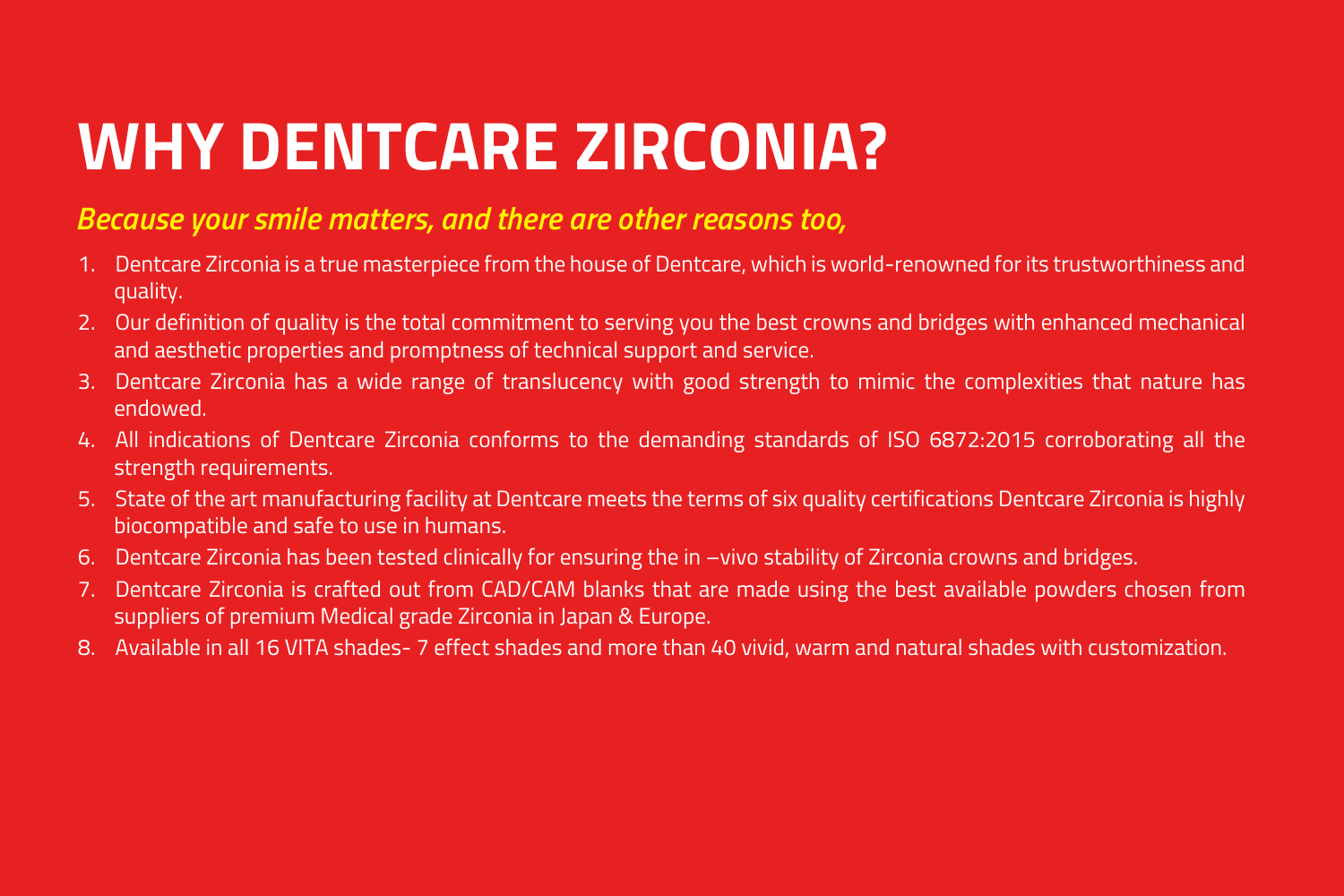# WHY DENTCARE ZIRCONIA?

***Because your smile matters, and there are other reasons too,***

1. Dentcare Zirconia is a true masterpiece from the house of Dentcare, which is world-renowned for its trustworthiness and quality.
2. Our definition of quality is the total commitment to serving you the best crowns and bridges with enhanced mechanical and aesthetic properties and promptness of technical support and service.
3. Dentcare Zirconia has a wide range of translucency with good strength to mimic the complexities that nature has endowed.
4. All indications of Dentcare Zirconia conforms to the demanding standards of ISO 6872:2015 corroborating all the strength requirements.
5. State of the art manufacturing facility at Dentcare meets the terms of six quality certifications Dentcare Zirconia is highly biocompatible and safe to use in humans.
6. Dentcare Zirconia has been tested clinically for ensuring the in –vivo stability of Zirconia crowns and bridges.
7. Dentcare Zirconia is crafted out from CAD/CAM blanks that are made using the best available powders chosen from suppliers of premium Medical grade Zirconia in Japan & Europe.
8. Available in all 16 VITA shades- 7 effect shades and more than 40 vivid, warm and natural shades with customization.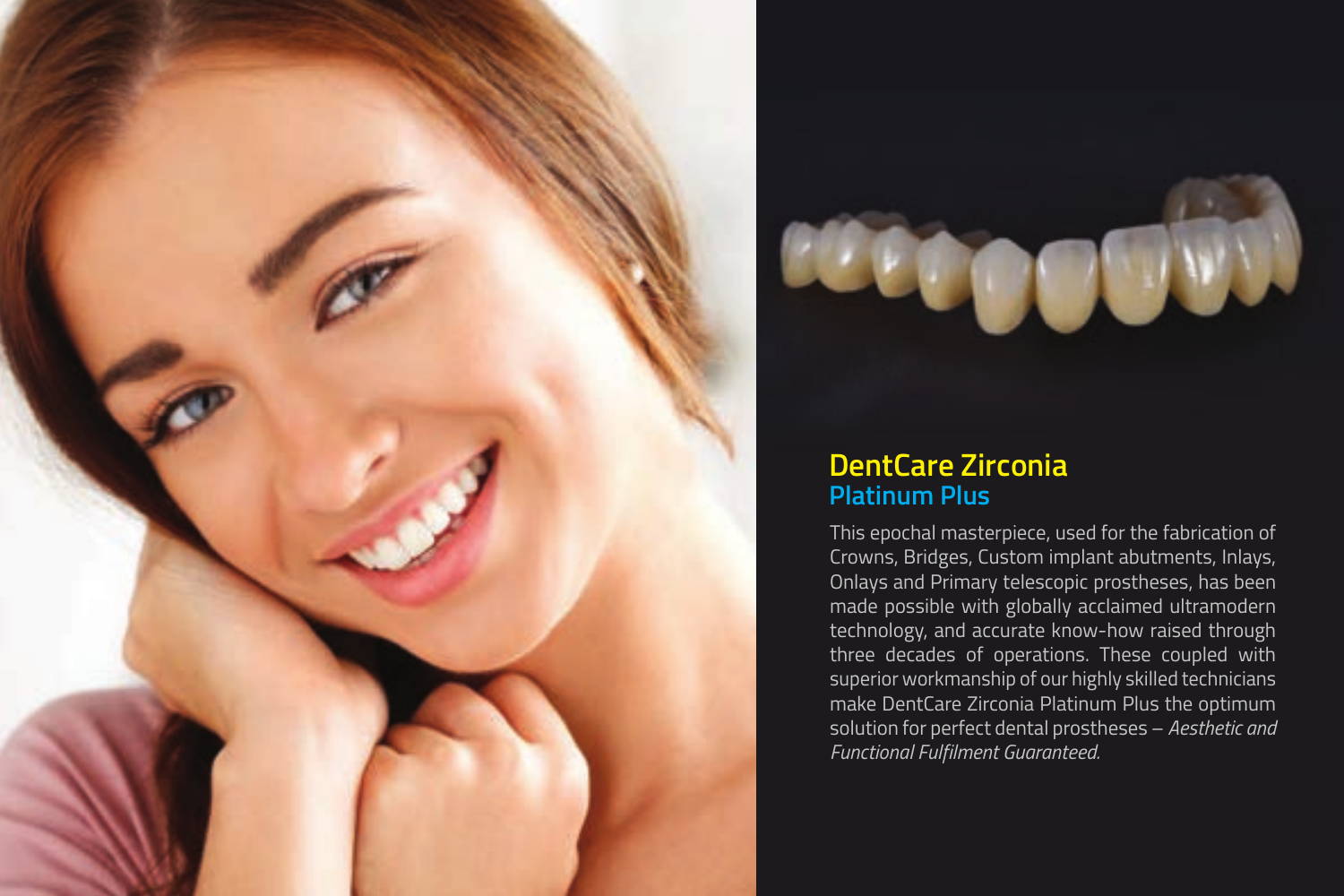## DentCare Zirconia

### Platinum Plus

This epochal masterpiece, used for the fabrication of Crowns, Bridges, Custom implant abutments, Inlays, Onlays and Primary telescopic prostheses, has been made possible with globally acclaimed ultramodern technology, and accurate know-how raised through three decades of operations. These coupled with superior workmanship of our highly skilled technicians make DentCare Zirconia Platinum Plus the optimum solution for perfect dental prostheses – *Aesthetic and Functional Fulfilment Guaranteed.*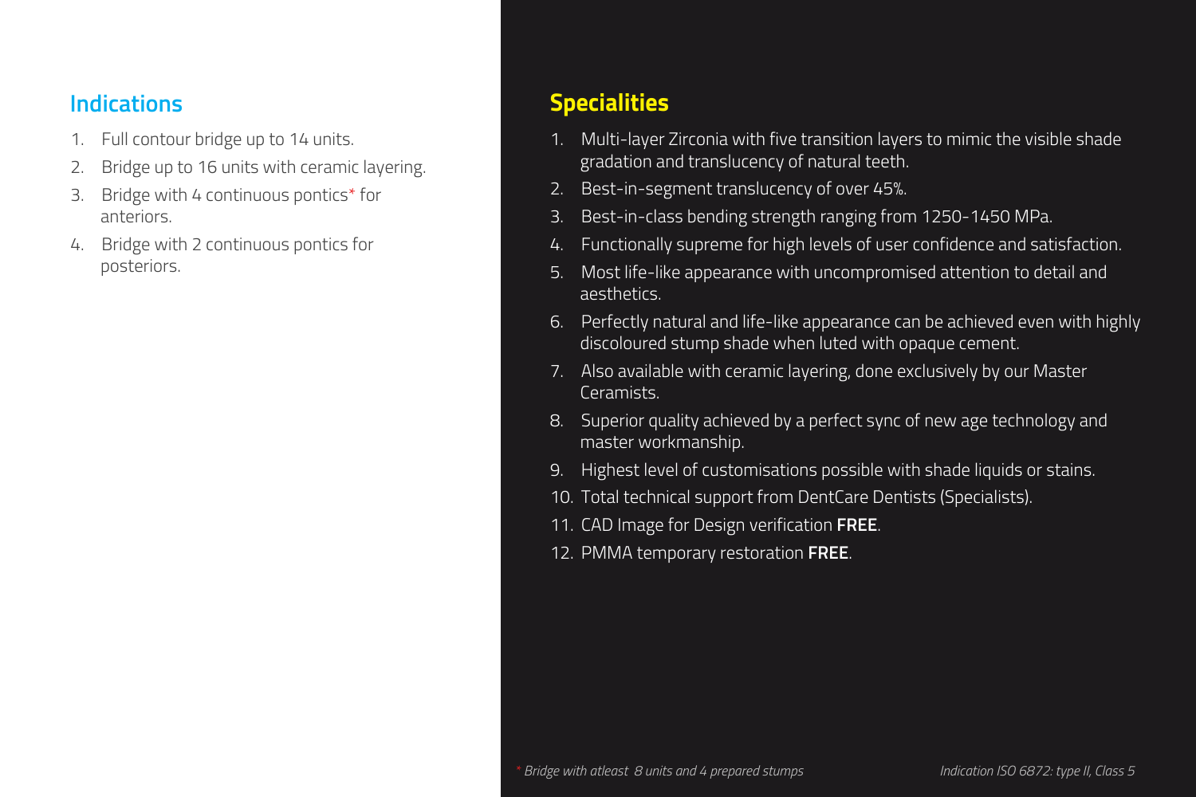## Indications

1. Full contour bridge up to 14 units.
2. Bridge up to 16 units with ceramic layering.
3. Bridge with 4 continuous pontics* for anteriors.
4. Bridge with 2 continuous pontics for posteriors.

## Specialities

1. Multi-layer Zirconia with five transition layers to mimic the visible shade gradation and translucency of natural teeth.
2. Best-in-segment translucency of over 45%.
3. Best-in-class bending strength ranging from 1250-1450 MPa.
4. Functionally supreme for high levels of user confidence and satisfaction.
5. Most life-like appearance with uncompromised attention to detail and aesthetics.
6. Perfectly natural and life-like appearance can be achieved even with highly discoloured stump shade when luted with opaque cement.
7. Also available with ceramic layering, done exclusively by our Master Ceramists.
8. Superior quality achieved by a perfect sync of new age technology and master workmanship.
9. Highest level of customisations possible with shade liquids or stains.
10. Total technical support from DentCare Dentists (Specialists).
11. CAD Image for Design verification **FREE**.
12. PMMA temporary restoration **FREE**.

*\* Bridge with atleast 8 units and 4 prepared stumps*

*Indication ISO 6872: type II, Class 5*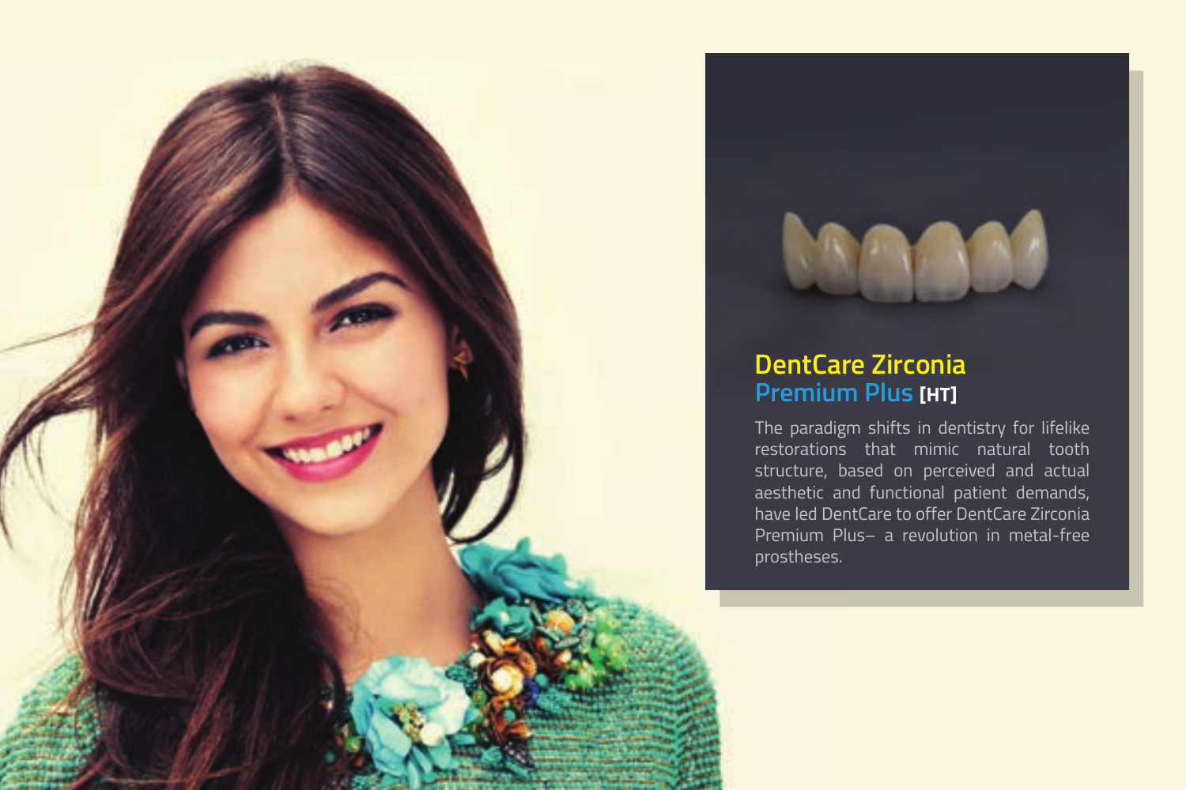## DentCare Zirconia
## Premium Plus [HT]

The paradigm shifts in dentistry for lifelike restorations that mimic natural tooth structure, based on perceived and actual aesthetic and functional patient demands, have led DentCare to offer DentCare Zirconia Premium Plus– a revolution in metal-free prostheses.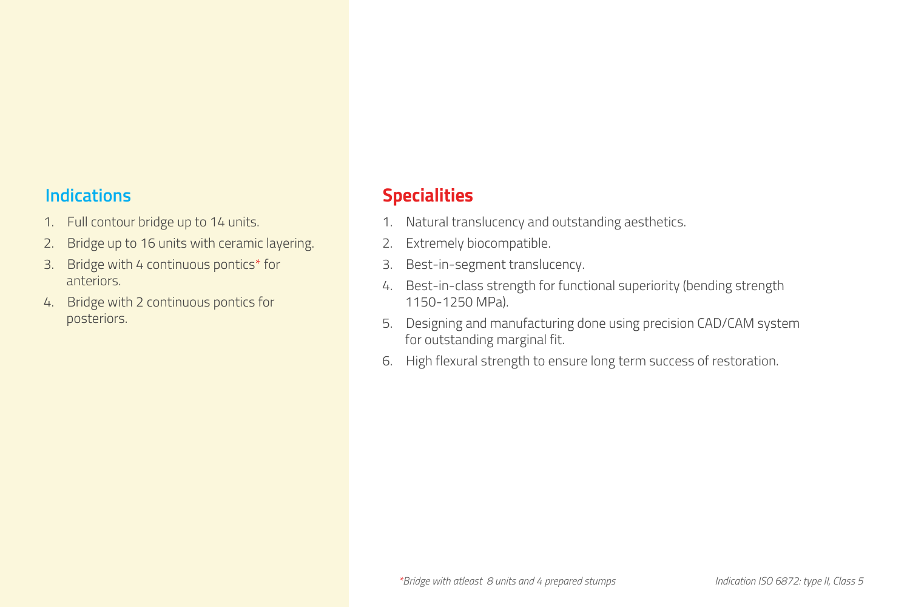## Indications

1. Full contour bridge up to 14 units.
2. Bridge up to 16 units with ceramic layering.
3. Bridge with 4 continuous pontics* for anteriors.
4. Bridge with 2 continuous pontics for posteriors.

## Specialities

1. Natural translucency and outstanding aesthetics.
2. Extremely biocompatible.
3. Best-in-segment translucency.
4. Best-in-class strength for functional superiority (bending strength 1150-1250 MPa).
5. Designing and manufacturing done using precision CAD/CAM system for outstanding marginal fit.
6. High flexural strength to ensure long term success of restoration.

*\*Bridge with atleast 8 units and 4 prepared stumps*

*Indication ISO 6872: type II, Class 5*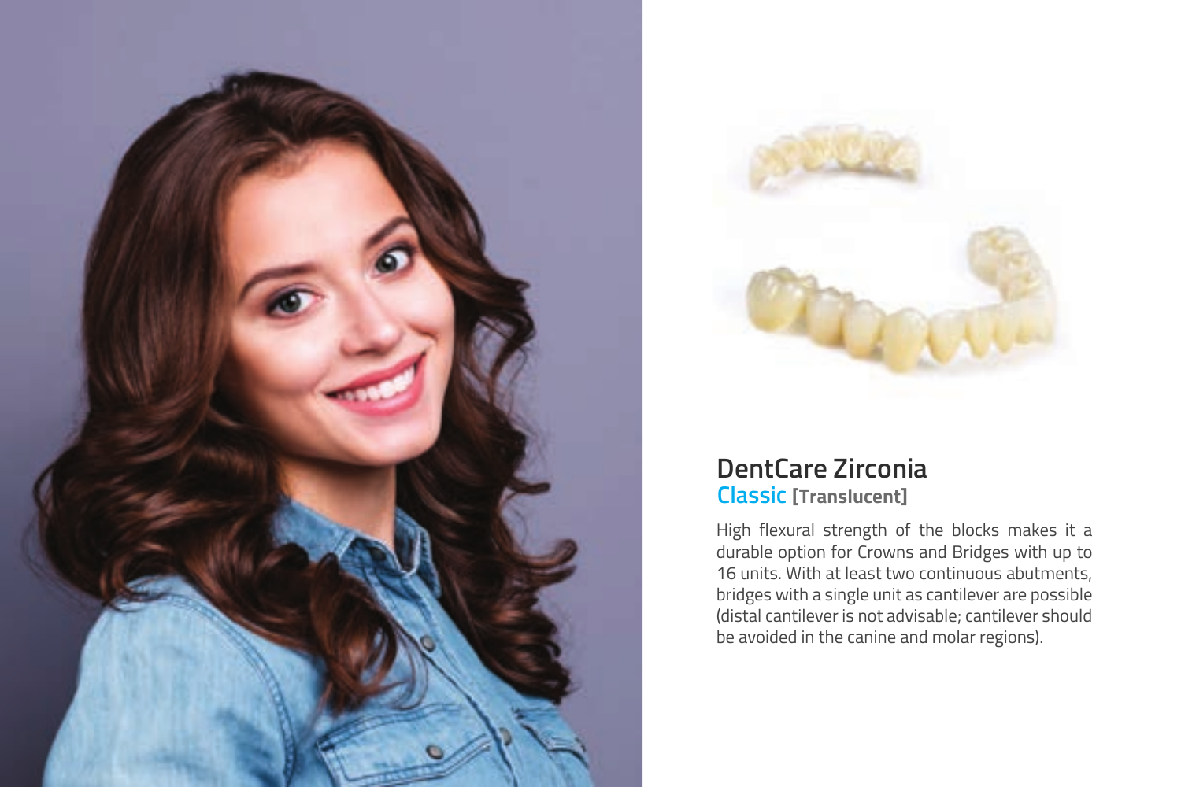## DentCare Zirconia

### Classic [Translucent]

High flexural strength of the blocks makes it a durable option for Crowns and Bridges with up to 16 units. With at least two continuous abutments, bridges with a single unit as cantilever are possible (distal cantilever is not advisable; cantilever should be avoided in the canine and molar regions).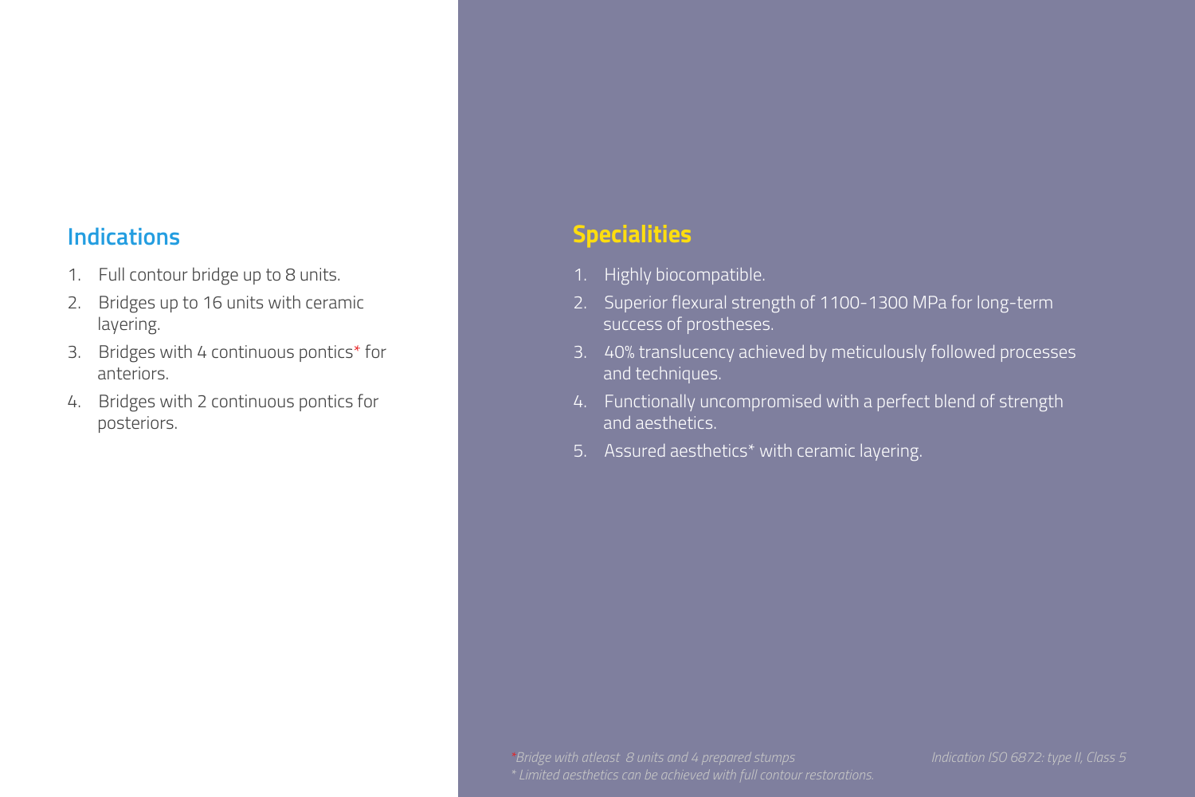## Indications

1. Full contour bridge up to 8 units.
2. Bridges up to 16 units with ceramic layering.
3. Bridges with 4 continuous pontics* for anteriors.
4. Bridges with 2 continuous pontics for posteriors.

## Specialities

1. Highly biocompatible.
2. Superior flexural strength of 1100-1300 MPa for long-term success of prostheses.
3. 40% translucency achieved by meticulously followed processes and techniques.
4. Functionally uncompromised with a perfect blend of strength and aesthetics.
5. Assured aesthetics* with ceramic layering.

*\*Bridge with atleast 8 units and 4 prepared stumps*

*\* Limited aesthetics can be achieved with full contour restorations.*

*Indication ISO 6872: type II, Class 5*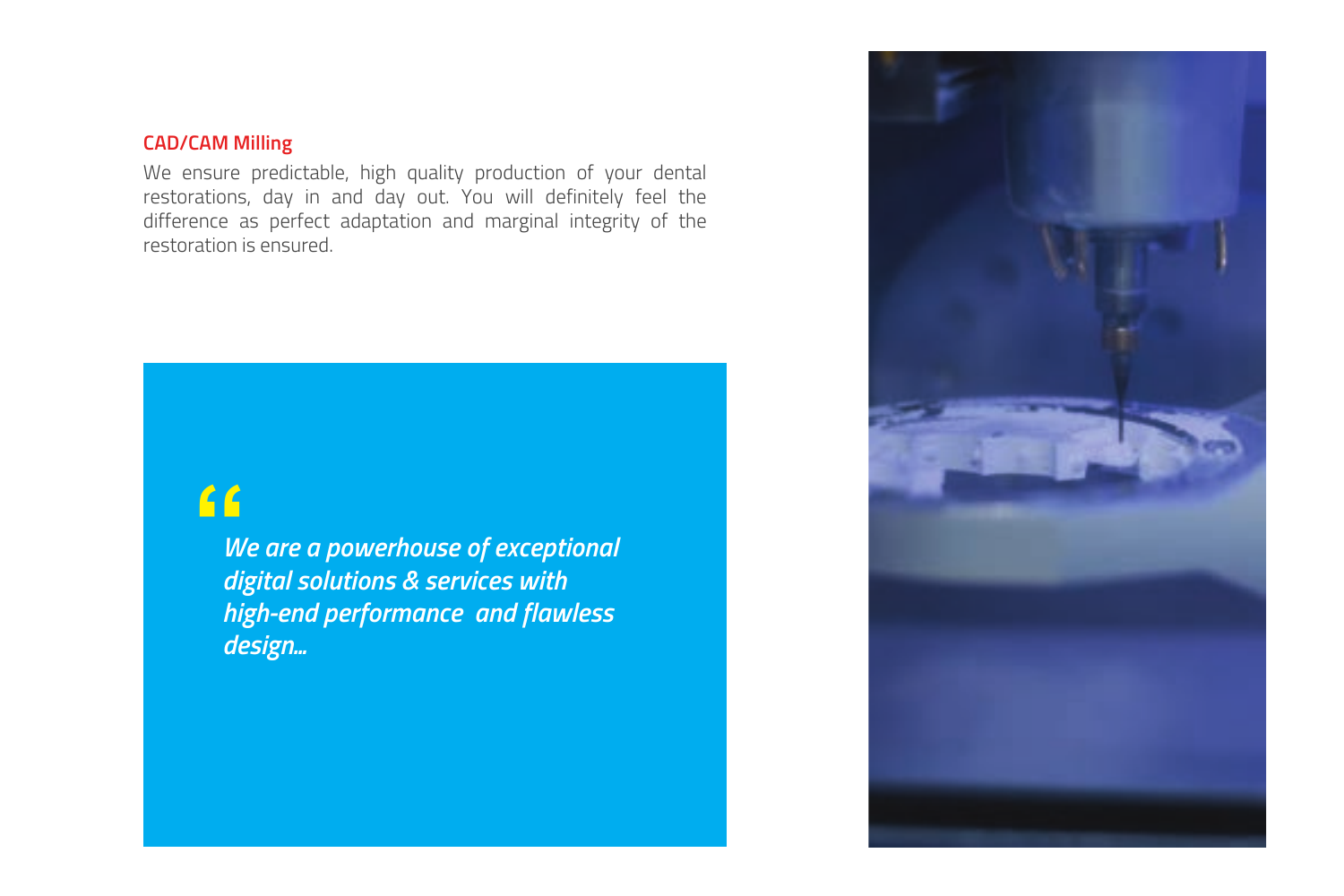## CAD/CAM Milling

We ensure predictable, high quality production of your dental restorations, day in and day out. You will definitely feel the difference as perfect adaptation and marginal integrity of the restoration is ensured.

> ***"We are a powerhouse of exceptional digital solutions & services with high-end performance and flawless design...***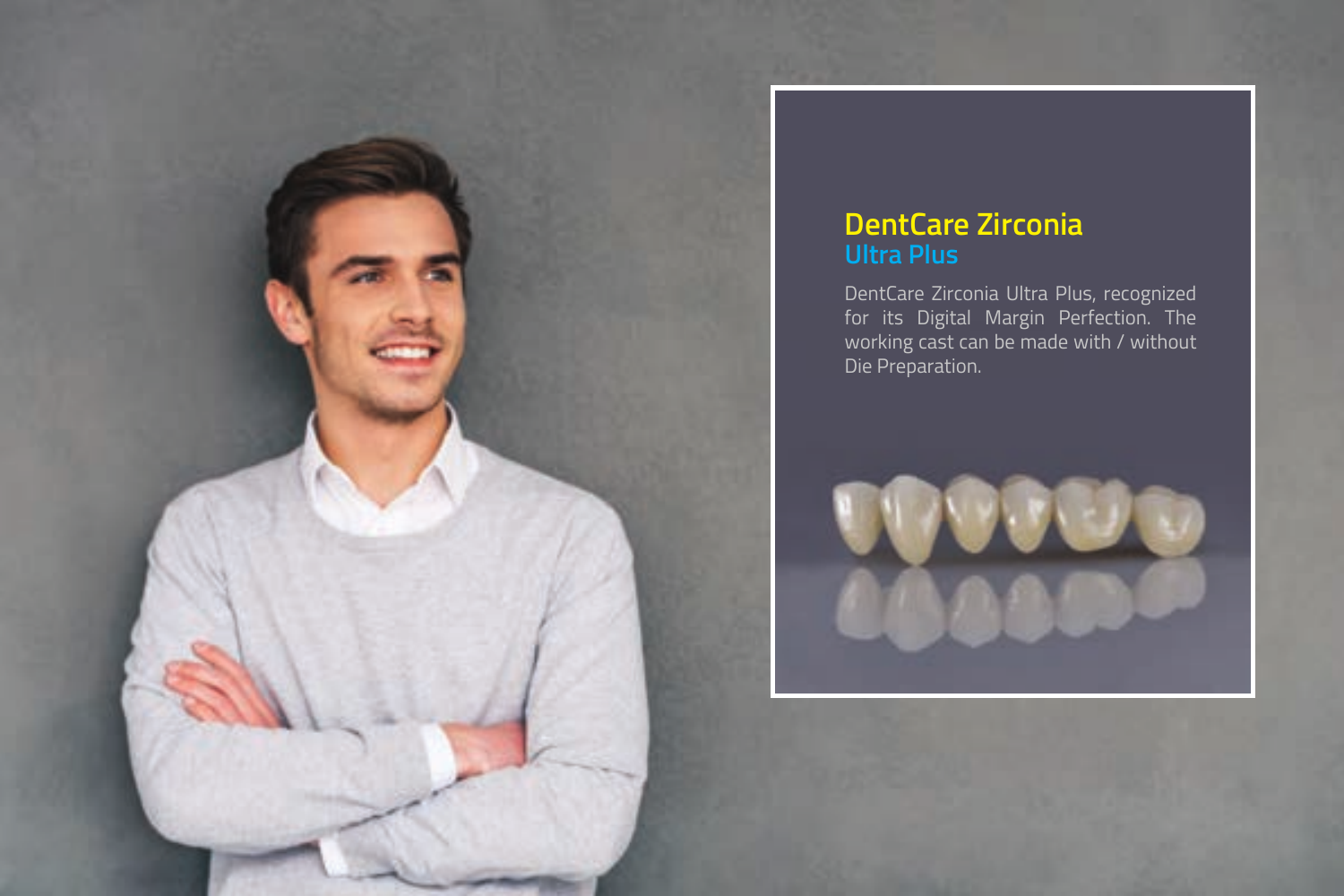# DentCare Zirconia
## Ultra Plus

DentCare Zirconia Ultra Plus, recognized for its Digital Margin Perfection. The working cast can be made with / without Die Preparation.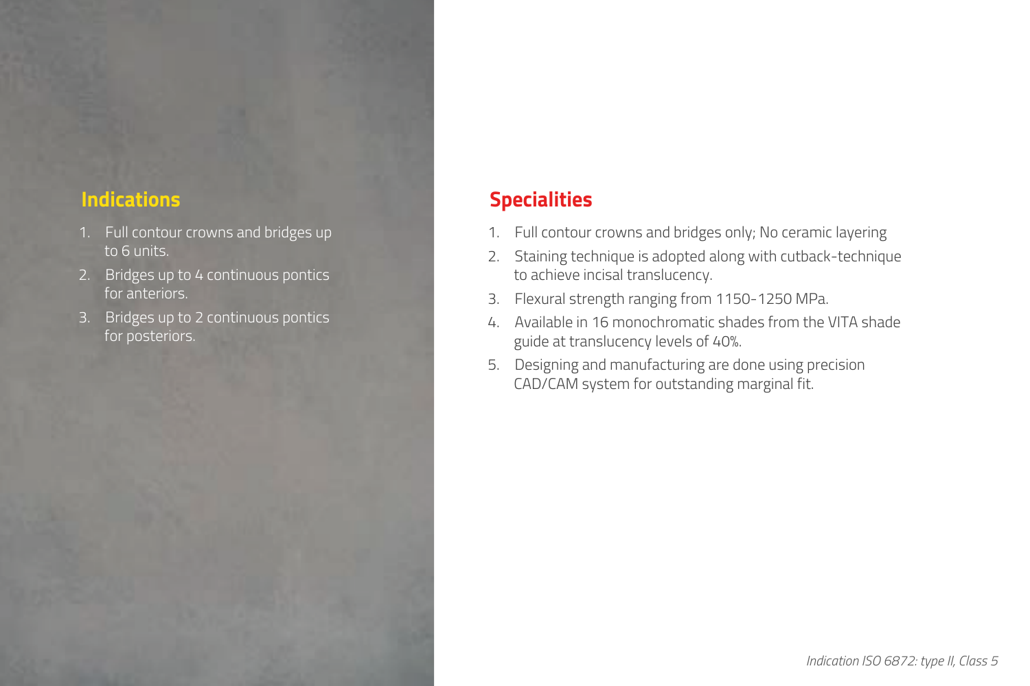## Indications

1. Full contour crowns and bridges up to 6 units.
2. Bridges up to 4 continuous pontics for anteriors.
3. Bridges up to 2 continuous pontics for posteriors.

## Specialities

1. Full contour crowns and bridges only; No ceramic layering
2. Staining technique is adopted along with cutback-technique to achieve incisal translucency.
3. Flexural strength ranging from 1150-1250 MPa.
4. Available in 16 monochromatic shades from the VITA shade guide at translucency levels of 40%.
5. Designing and manufacturing are done using precision CAD/CAM system for outstanding marginal fit.

*Indication ISO 6872: type II, Class 5*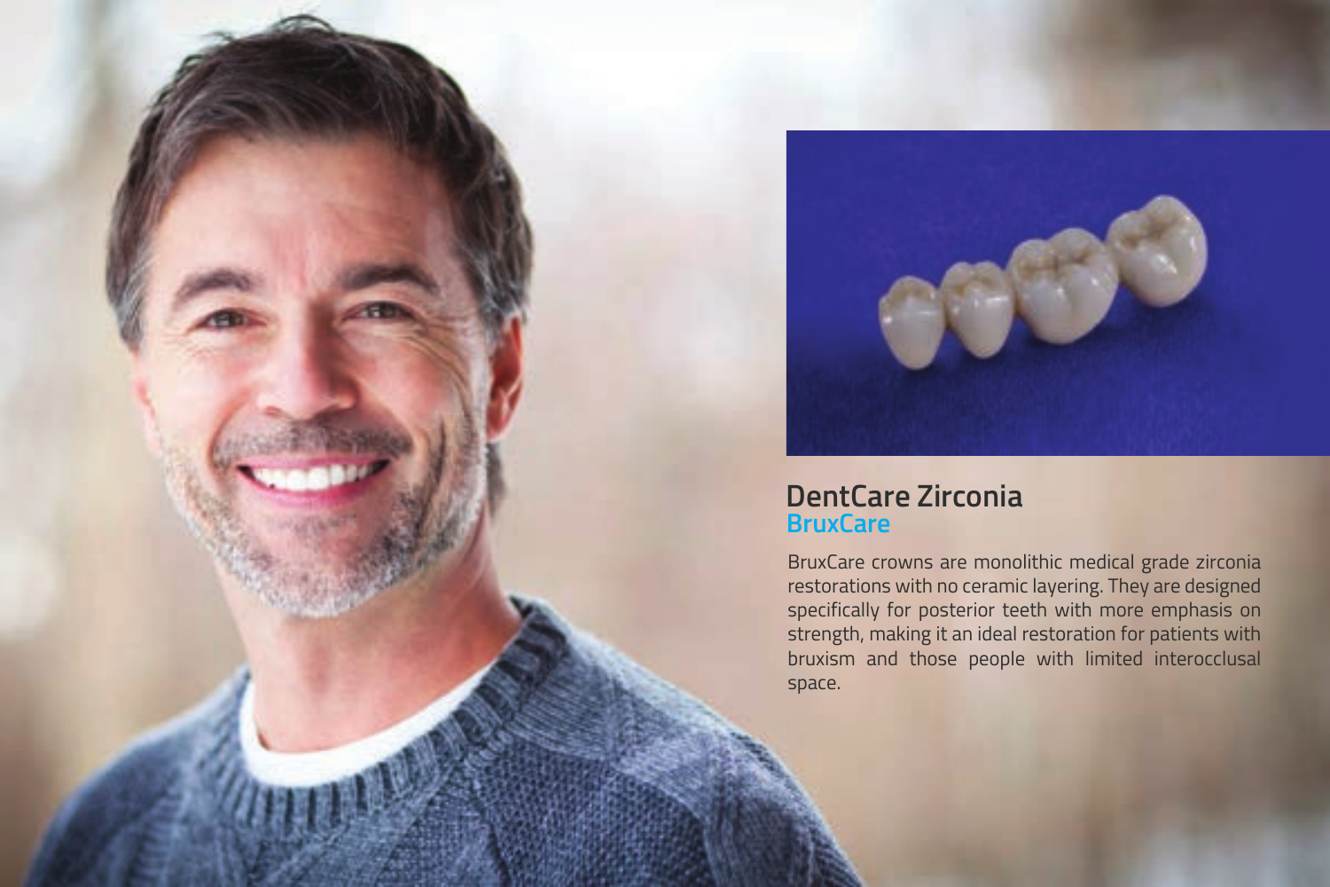## DentCare Zirconia

### BruxCare

BruxCare crowns are monolithic medical grade zirconia restorations with no ceramic layering. They are designed specifically for posterior teeth with more emphasis on strength, making it an ideal restoration for patients with bruxism and those people with limited interocclusal space.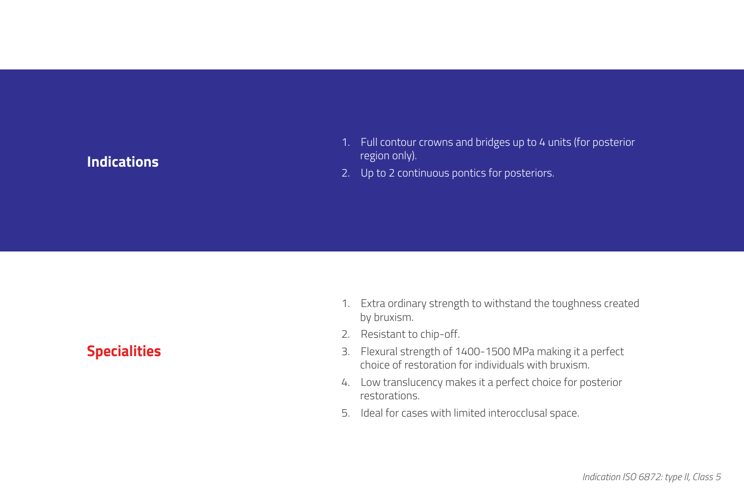## Indications

1. Full contour crowns and bridges up to 4 units (for posterior region only).
2. Up to 2 continuous pontics for posteriors.

## Specialities

1. Extra ordinary strength to withstand the toughness created by bruxism.
2. Resistant to chip-off.
3. Flexural strength of 1400-1500 MPa making it a perfect choice of restoration for individuals with bruxism.
4. Low translucency makes it a perfect choice for posterior restorations.
5. Ideal for cases with limited interocclusal space.

*Indication ISO 6872: type II, Class 5*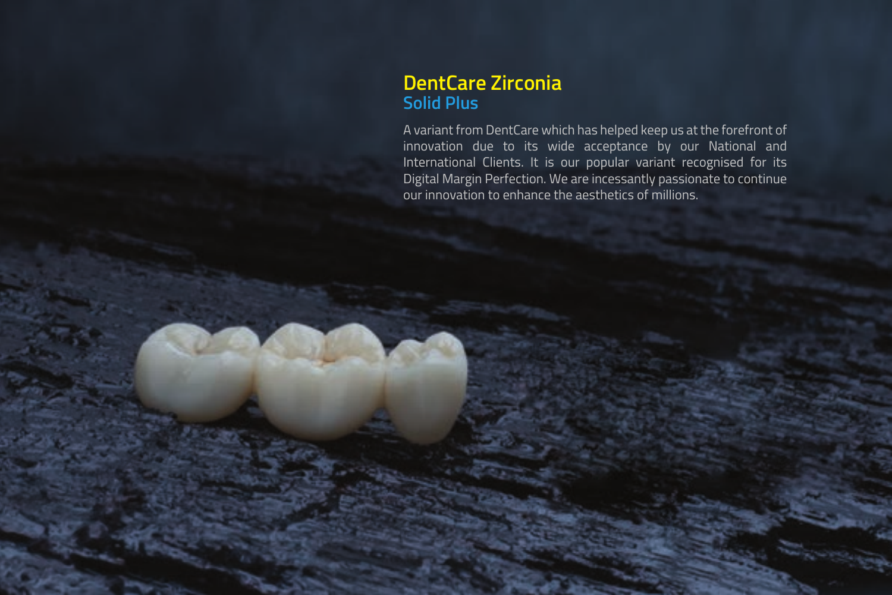# DentCare Zirconia

## Solid Plus

A variant from DentCare which has helped keep us at the forefront of innovation due to its wide acceptance by our National and International Clients. It is our popular variant recognised for its Digital Margin Perfection. We are incessantly passionate to continue our innovation to enhance the aesthetics of millions.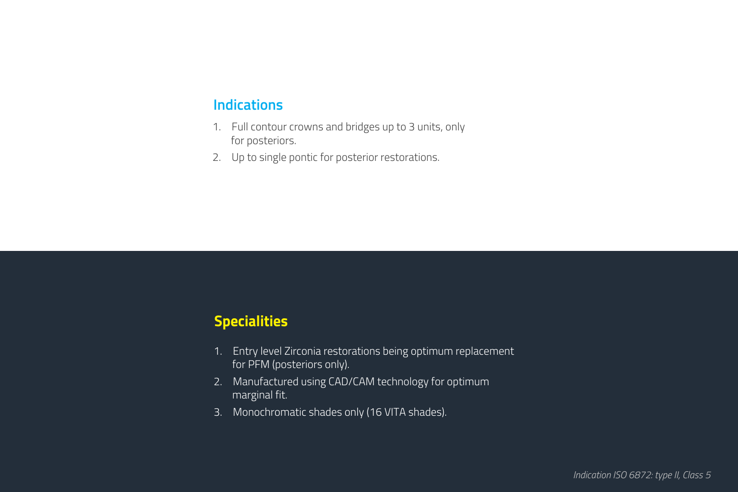## Indications

1. Full contour crowns and bridges up to 3 units, only for posteriors.
2. Up to single pontic for posterior restorations.

## Specialities

1. Entry level Zirconia restorations being optimum replacement for PFM (posteriors only).
2. Manufactured using CAD/CAM technology for optimum marginal fit.
3. Monochromatic shades only (16 VITA shades).

*Indication ISO 6872: type II, Class 5*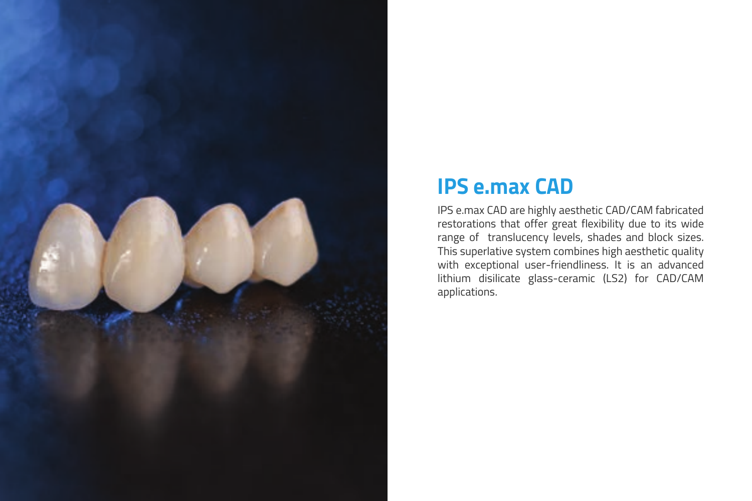# IPS e.max CAD

IPS e.max CAD are highly aesthetic CAD/CAM fabricated restorations that offer great flexibility due to its wide range of translucency levels, shades and block sizes. This superlative system combines high aesthetic quality with exceptional user-friendliness. It is an advanced lithium disilicate glass-ceramic (LS2) for CAD/CAM applications.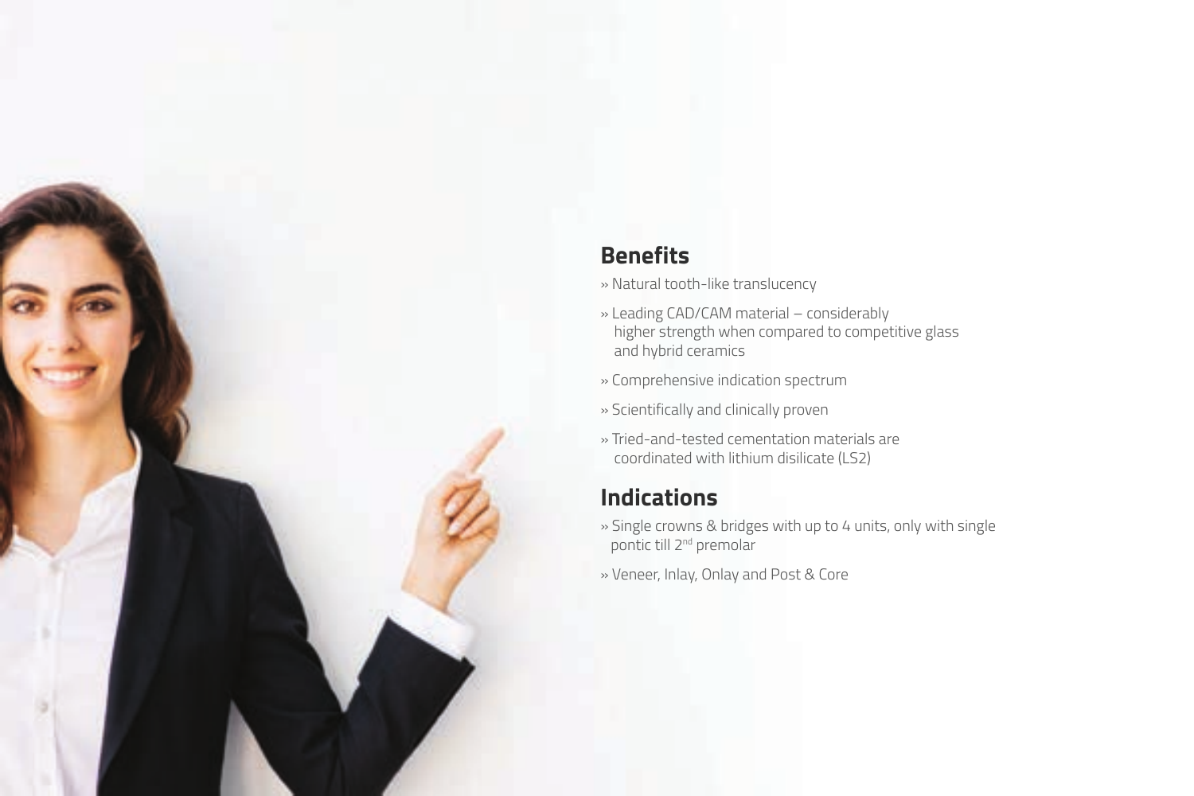## Benefits

- » Natural tooth-like translucency
- » Leading CAD/CAM material – considerably higher strength when compared to competitive glass and hybrid ceramics
- » Comprehensive indication spectrum
- » Scientifically and clinically proven
- » Tried-and-tested cementation materials are coordinated with lithium disilicate (LS2)

## Indications

- » Single crowns & bridges with up to 4 units, only with single pontic till 2nd premolar
- » Veneer, Inlay, Onlay and Post & Core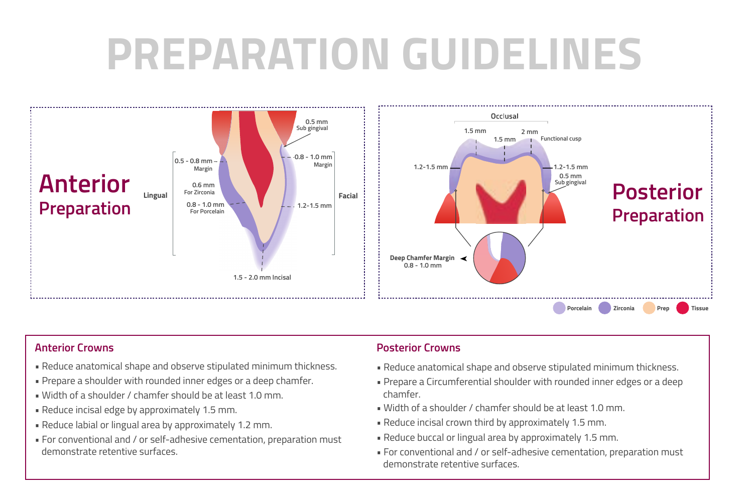# PREPARATION GUIDELINES

## Anterior Preparation

Lingual

Facial

0.5 mm Sub gingival

0.5 - 0.8 mm Margin

0.8 - 1.0 mm Margin

0.6 mm For Zirconia

0.8 - 1.0 mm For Porcelain

1.2-1.5 mm

1.5 - 2.0 mm Incisal

## Posterior Preparation

Occlusal

1.5 mm

1.5 mm

2 mm

Functional cusp

1.2-1.5 mm

1.2-1.5 mm

0.5 mm Sub gingival

Deep Chamfer Margin 0.8 - 1.0 mm

Porcelain · Zirconia · Prep · Tissue

### Anterior Crowns

- Reduce anatomical shape and observe stipulated minimum thickness.
- Prepare a shoulder with rounded inner edges or a deep chamfer.
- Width of a shoulder / chamfer should be at least 1.0 mm.
- Reduce incisal edge by approximately 1.5 mm.
- Reduce labial or lingual area by approximately 1.2 mm.
- For conventional and / or self-adhesive cementation, preparation must demonstrate retentive surfaces.

### Posterior Crowns

- Reduce anatomical shape and observe stipulated minimum thickness.
- Prepare a Circumferential shoulder with rounded inner edges or a deep chamfer.
- Width of a shoulder / chamfer should be at least 1.0 mm.
- Reduce incisal crown third by approximately 1.5 mm.
- Reduce buccal or lingual area by approximately 1.5 mm.
- For conventional and / or self-adhesive cementation, preparation must demonstrate retentive surfaces.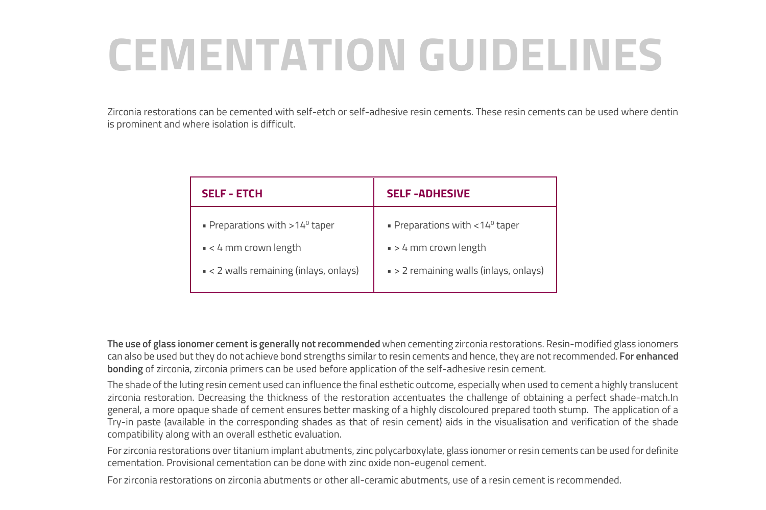# CEMENTATION GUIDELINES

Zirconia restorations can be cemented with self-etch or self-adhesive resin cements. These resin cements can be used where dentin is prominent and where isolation is difficult.

| SELF - ETCH | SELF -ADHESIVE |
|---|---|
| ▪ Preparations with >14⁰ taper | ▪ Preparations with <14⁰ taper |
| ▪ < 4 mm crown length | ▪ > 4 mm crown length |
| ▪ < 2 walls remaining (inlays, onlays) | ▪ > 2 remaining walls (inlays, onlays) |

**The use of glass ionomer cement is generally not recommended** when cementing zirconia restorations. Resin-modified glass ionomers can also be used but they do not achieve bond strengths similar to resin cements and hence, they are not recommended. **For enhanced bonding** of zirconia, zirconia primers can be used before application of the self-adhesive resin cement.

The shade of the luting resin cement used can influence the final esthetic outcome, especially when used to cement a highly translucent zirconia restoration. Decreasing the thickness of the restoration accentuates the challenge of obtaining a perfect shade-match.In general, a more opaque shade of cement ensures better masking of a highly discoloured prepared tooth stump. The application of a Try-in paste (available in the corresponding shades as that of resin cement) aids in the visualisation and verification of the shade compatibility along with an overall esthetic evaluation.

For zirconia restorations over titanium implant abutments, zinc polycarboxylate, glass ionomer or resin cements can be used for definite cementation. Provisional cementation can be done with zinc oxide non-eugenol cement.

For zirconia restorations on zirconia abutments or other all-ceramic abutments, use of a resin cement is recommended.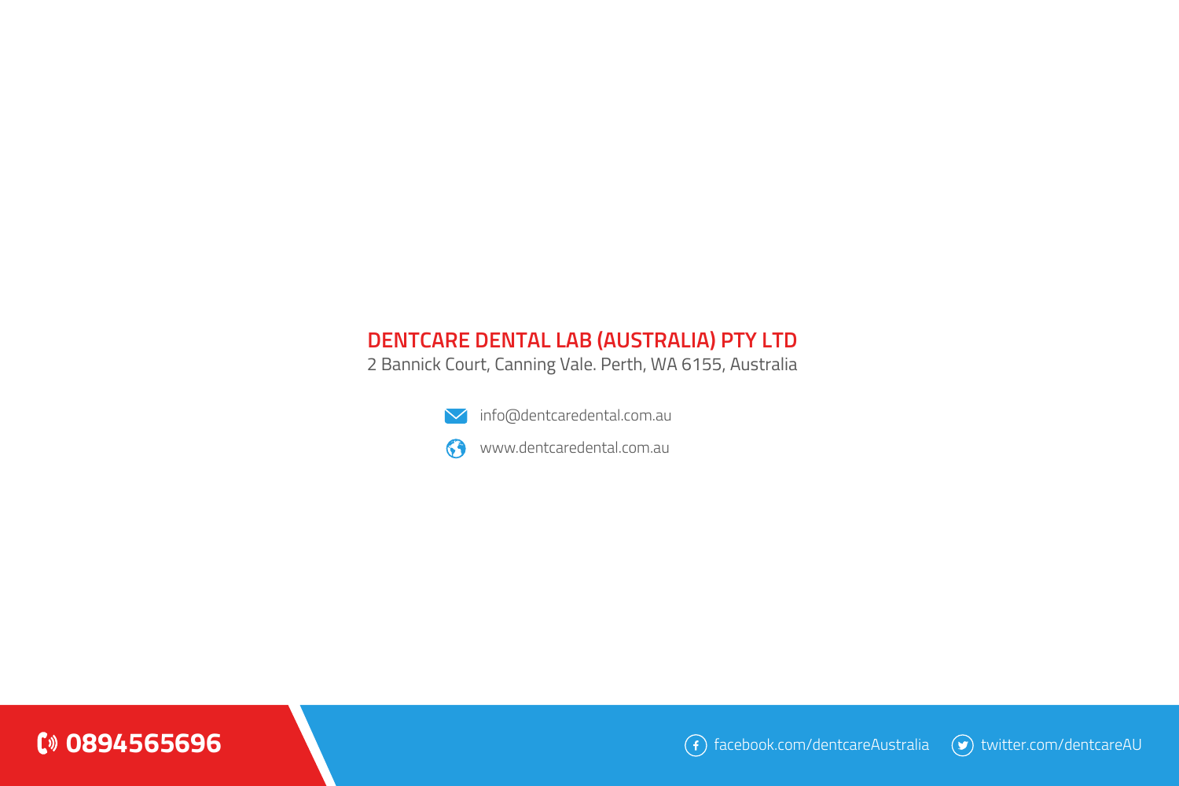**DENTCARE DENTAL LAB (AUSTRALIA) PTY LTD**

2 Bannick Court, Canning Vale. Perth, WA 6155, Australia

info@dentcaredental.com.au

www.dentcaredental.com.au

**0894565696**

facebook.com/dentcareAustralia

twitter.com/dentcareAU